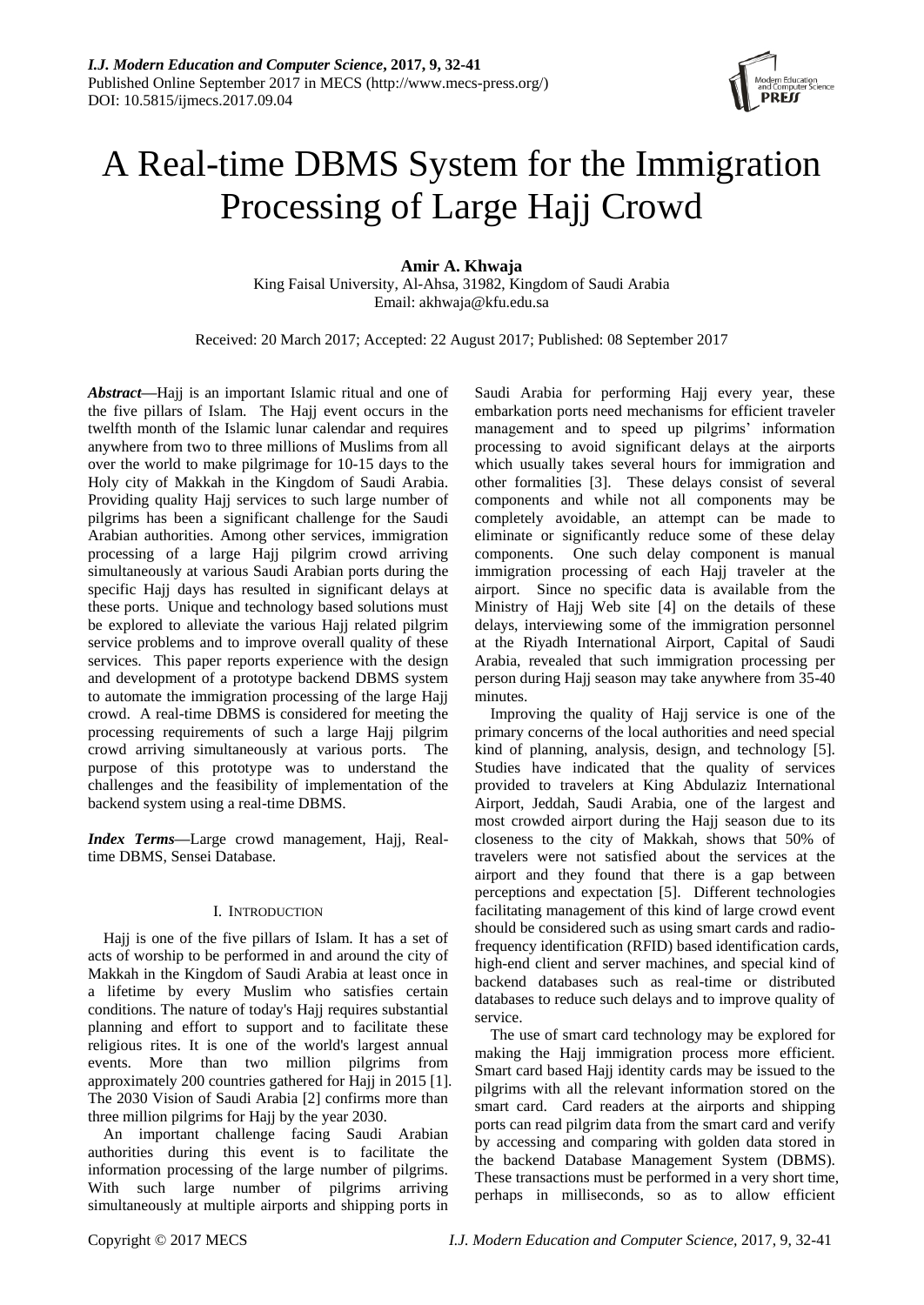# A Real-time DBMS System for the Immigration Processing of Large Hajj Crowd

**Amir A. Khwaja**

King Faisal University, Al-Ahsa, 31982, Kingdom of Saudi Arabia
Email: akhwaja@kfu.edu.sa

Received: 20 March 2017; Accepted: 22 August 2017; Published: 08 September 2017

***Abstract*—**Hajj is an important Islamic ritual and one of the five pillars of Islam. The Hajj event occurs in the twelfth month of the Islamic lunar calendar and requires anywhere from two to three millions of Muslims from all over the world to make pilgrimage for 10-15 days to the Holy city of Makkah in the Kingdom of Saudi Arabia. Providing quality Hajj services to such large number of pilgrims has been a significant challenge for the Saudi Arabian authorities. Among other services, immigration processing of a large Hajj pilgrim crowd arriving simultaneously at various Saudi Arabian ports during the specific Hajj days has resulted in significant delays at these ports. Unique and technology based solutions must be explored to alleviate the various Hajj related pilgrim service problems and to improve overall quality of these services. This paper reports experience with the design and development of a prototype backend DBMS system to automate the immigration processing of the large Hajj crowd. A real-time DBMS is considered for meeting the processing requirements of such a large Hajj pilgrim crowd arriving simultaneously at various ports. The purpose of this prototype was to understand the challenges and the feasibility of implementation of the backend system using a real-time DBMS.

***Index Terms*—**Large crowd management, Hajj, Real-time DBMS, Sensei Database.

## I. Introduction

Hajj is one of the five pillars of Islam. It has a set of acts of worship to be performed in and around the city of Makkah in the Kingdom of Saudi Arabia at least once in a lifetime by every Muslim who satisfies certain conditions. The nature of today's Hajj requires substantial planning and effort to support and to facilitate these religious rites. It is one of the world's largest annual events. More than two million pilgrims from approximately 200 countries gathered for Hajj in 2015 [1]. The 2030 Vision of Saudi Arabia [2] confirms more than three million pilgrims for Hajj by the year 2030.

An important challenge facing Saudi Arabian authorities during this event is to facilitate the information processing of the large number of pilgrims. With such large number of pilgrims arriving simultaneously at multiple airports and shipping ports in Saudi Arabia for performing Hajj every year, these embarkation ports need mechanisms for efficient traveler management and to speed up pilgrims' information processing to avoid significant delays at the airports which usually takes several hours for immigration and other formalities [3]. These delays consist of several components and while not all components may be completely avoidable, an attempt can be made to eliminate or significantly reduce some of these delay components. One such delay component is manual immigration processing of each Hajj traveler at the airport. Since no specific data is available from the Ministry of Hajj Web site [4] on the details of these delays, interviewing some of the immigration personnel at the Riyadh International Airport, Capital of Saudi Arabia, revealed that such immigration processing per person during Hajj season may take anywhere from 35-40 minutes.

Improving the quality of Hajj service is one of the primary concerns of the local authorities and need special kind of planning, analysis, design, and technology [5]. Studies have indicated that the quality of services provided to travelers at King Abdulaziz International Airport, Jeddah, Saudi Arabia, one of the largest and most crowded airport during the Hajj season due to its closeness to the city of Makkah, shows that 50% of travelers were not satisfied about the services at the airport and they found that there is a gap between perceptions and expectation [5]. Different technologies facilitating management of this kind of large crowd event should be considered such as using smart cards and radio-frequency identification (RFID) based identification cards, high-end client and server machines, and special kind of backend databases such as real-time or distributed databases to reduce such delays and to improve quality of service.

The use of smart card technology may be explored for making the Hajj immigration process more efficient. Smart card based Hajj identity cards may be issued to the pilgrims with all the relevant information stored on the smart card. Card readers at the airports and shipping ports can read pilgrim data from the smart card and verify by accessing and comparing with golden data stored in the backend Database Management System (DBMS). These transactions must be performed in a very short time, perhaps in milliseconds, so as to allow efficient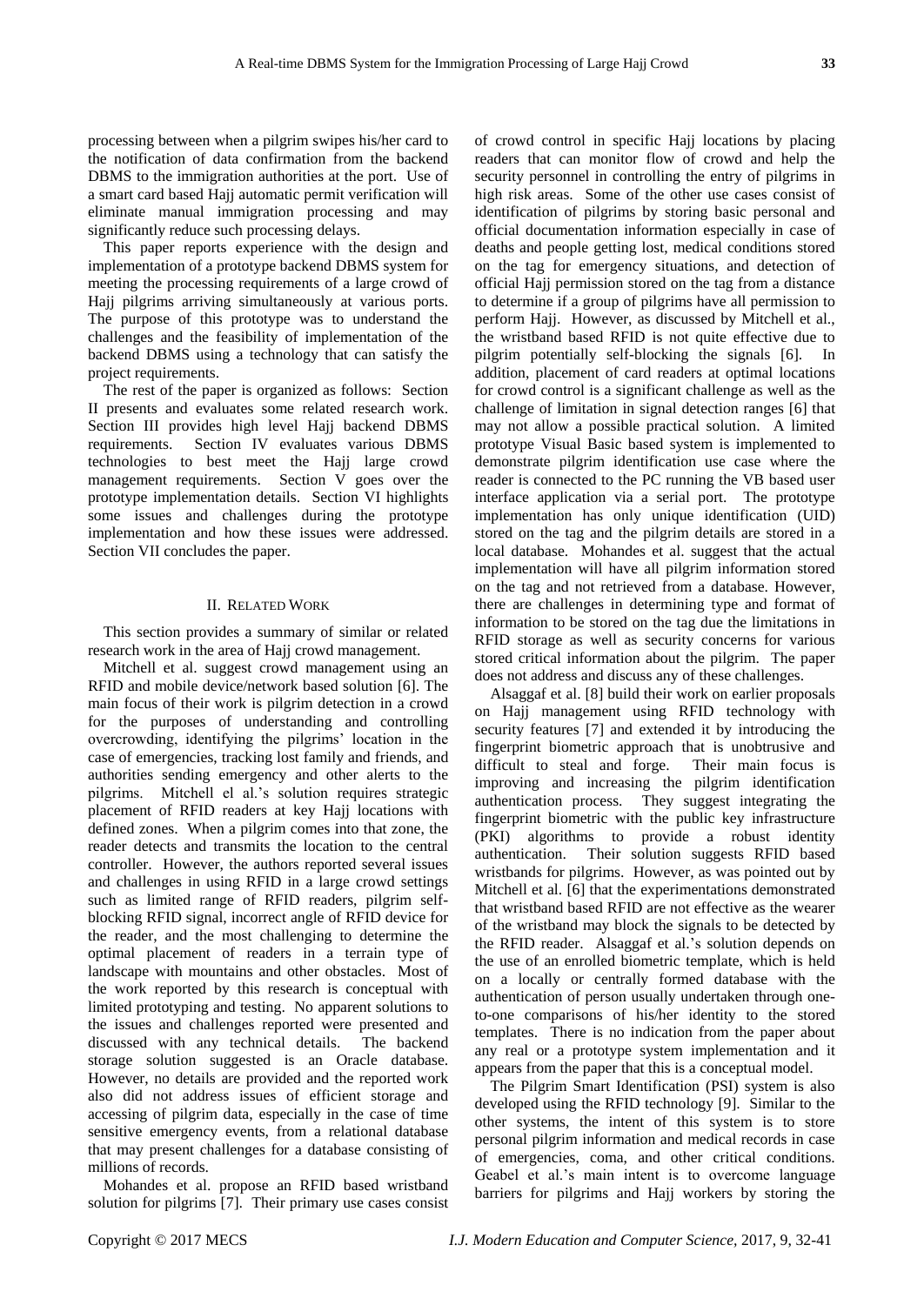processing between when a pilgrim swipes his/her card to the notification of data confirmation from the backend DBMS to the immigration authorities at the port. Use of a smart card based Hajj automatic permit verification will eliminate manual immigration processing and may significantly reduce such processing delays.

This paper reports experience with the design and implementation of a prototype backend DBMS system for meeting the processing requirements of a large crowd of Hajj pilgrims arriving simultaneously at various ports. The purpose of this prototype was to understand the challenges and the feasibility of implementation of the backend DBMS using a technology that can satisfy the project requirements.

The rest of the paper is organized as follows: Section II presents and evaluates some related research work. Section III provides high level Hajj backend DBMS requirements. Section IV evaluates various DBMS technologies to best meet the Hajj large crowd management requirements. Section V goes over the prototype implementation details. Section VI highlights some issues and challenges during the prototype implementation and how these issues were addressed. Section VII concludes the paper.

## II. Related Work

This section provides a summary of similar or related research work in the area of Hajj crowd management.

Mitchell et al. suggest crowd management using an RFID and mobile device/network based solution [6]. The main focus of their work is pilgrim detection in a crowd for the purposes of understanding and controlling overcrowding, identifying the pilgrims' location in the case of emergencies, tracking lost family and friends, and authorities sending emergency and other alerts to the pilgrims. Mitchell el al.'s solution requires strategic placement of RFID readers at key Hajj locations with defined zones. When a pilgrim comes into that zone, the reader detects and transmits the location to the central controller. However, the authors reported several issues and challenges in using RFID in a large crowd settings such as limited range of RFID readers, pilgrim self-blocking RFID signal, incorrect angle of RFID device for the reader, and the most challenging to determine the optimal placement of readers in a terrain type of landscape with mountains and other obstacles. Most of the work reported by this research is conceptual with limited prototyping and testing. No apparent solutions to the issues and challenges reported were presented and discussed with any technical details. The backend storage solution suggested is an Oracle database. However, no details are provided and the reported work also did not address issues of efficient storage and accessing of pilgrim data, especially in the case of time sensitive emergency events, from a relational database that may present challenges for a database consisting of millions of records.

Mohandes et al. propose an RFID based wristband solution for pilgrims [7]. Their primary use cases consist of crowd control in specific Hajj locations by placing readers that can monitor flow of crowd and help the security personnel in controlling the entry of pilgrims in high risk areas. Some of the other use cases consist of identification of pilgrims by storing basic personal and official documentation information especially in case of deaths and people getting lost, medical conditions stored on the tag for emergency situations, and detection of official Hajj permission stored on the tag from a distance to determine if a group of pilgrims have all permission to perform Hajj. However, as discussed by Mitchell et al., the wristband based RFID is not quite effective due to pilgrim potentially self-blocking the signals [6]. In addition, placement of card readers at optimal locations for crowd control is a significant challenge as well as the challenge of limitation in signal detection ranges [6] that may not allow a possible practical solution. A limited prototype Visual Basic based system is implemented to demonstrate pilgrim identification use case where the reader is connected to the PC running the VB based user interface application via a serial port. The prototype implementation has only unique identification (UID) stored on the tag and the pilgrim details are stored in a local database. Mohandes et al. suggest that the actual implementation will have all pilgrim information stored on the tag and not retrieved from a database. However, there are challenges in determining type and format of information to be stored on the tag due the limitations in RFID storage as well as security concerns for various stored critical information about the pilgrim. The paper does not address and discuss any of these challenges.

Alsaggaf et al. [8] build their work on earlier proposals on Hajj management using RFID technology with security features [7] and extended it by introducing the fingerprint biometric approach that is unobtrusive and difficult to steal and forge. Their main focus is improving and increasing the pilgrim identification authentication process. They suggest integrating the fingerprint biometric with the public key infrastructure (PKI) algorithms to provide a robust identity authentication. Their solution suggests RFID based wristbands for pilgrims. However, as was pointed out by Mitchell et al. [6] that the experimentations demonstrated that wristband based RFID are not effective as the wearer of the wristband may block the signals to be detected by the RFID reader. Alsaggaf et al.'s solution depends on the use of an enrolled biometric template, which is held on a locally or centrally formed database with the authentication of person usually undertaken through one-to-one comparisons of his/her identity to the stored templates. There is no indication from the paper about any real or a prototype system implementation and it appears from the paper that this is a conceptual model.

The Pilgrim Smart Identification (PSI) system is also developed using the RFID technology [9]. Similar to the other systems, the intent of this system is to store personal pilgrim information and medical records in case of emergencies, coma, and other critical conditions. Geabel et al.'s main intent is to overcome language barriers for pilgrims and Hajj workers by storing the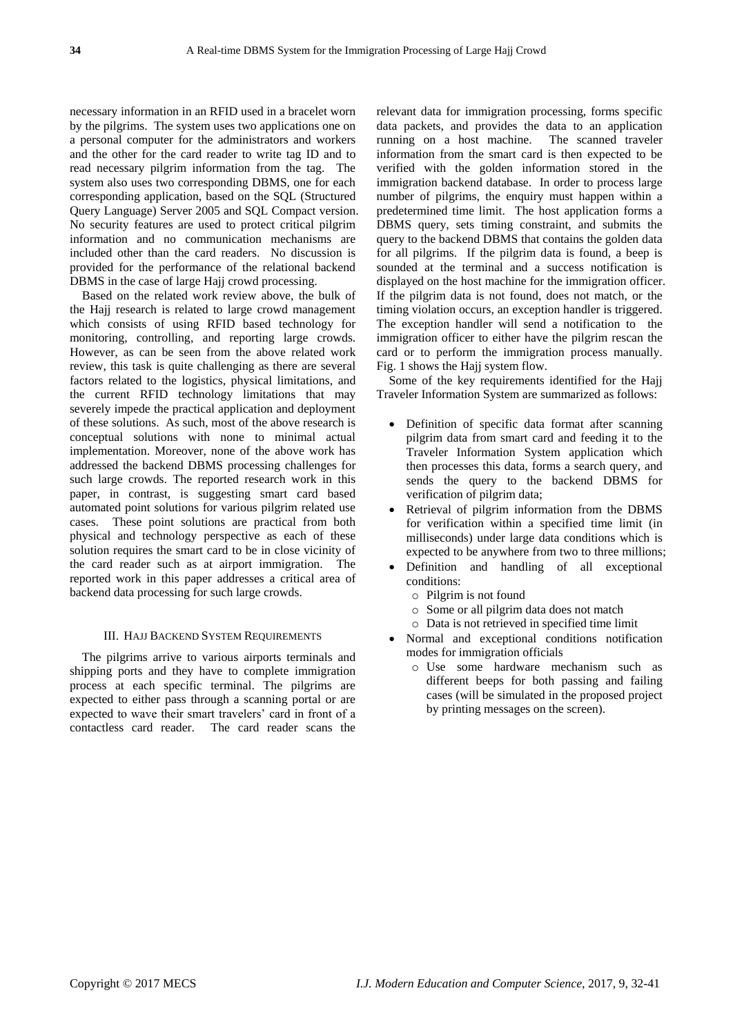necessary information in an RFID used in a bracelet worn by the pilgrims. The system uses two applications one on a personal computer for the administrators and workers and the other for the card reader to write tag ID and to read necessary pilgrim information from the tag. The system also uses two corresponding DBMS, one for each corresponding application, based on the SQL (Structured Query Language) Server 2005 and SQL Compact version. No security features are used to protect critical pilgrim information and no communication mechanisms are included other than the card readers. No discussion is provided for the performance of the relational backend DBMS in the case of large Hajj crowd processing.

Based on the related work review above, the bulk of the Hajj research is related to large crowd management which consists of using RFID based technology for monitoring, controlling, and reporting large crowds. However, as can be seen from the above related work review, this task is quite challenging as there are several factors related to the logistics, physical limitations, and the current RFID technology limitations that may severely impede the practical application and deployment of these solutions. As such, most of the above research is conceptual solutions with none to minimal actual implementation. Moreover, none of the above work has addressed the backend DBMS processing challenges for such large crowds. The reported research work in this paper, in contrast, is suggesting smart card based automated point solutions for various pilgrim related use cases. These point solutions are practical from both physical and technology perspective as each of these solution requires the smart card to be in close vicinity of the card reader such as at airport immigration. The reported work in this paper addresses a critical area of backend data processing for such large crowds.

## III. Hajj Backend System Requirements

The pilgrims arrive to various airports terminals and shipping ports and they have to complete immigration process at each specific terminal. The pilgrims are expected to either pass through a scanning portal or are expected to wave their smart travelers' card in front of a contactless card reader. The card reader scans the relevant data for immigration processing, forms specific data packets, and provides the data to an application running on a host machine. The scanned traveler information from the smart card is then expected to be verified with the golden information stored in the immigration backend database. In order to process large number of pilgrims, the enquiry must happen within a predetermined time limit. The host application forms a DBMS query, sets timing constraint, and submits the query to the backend DBMS that contains the golden data for all pilgrims. If the pilgrim data is found, a beep is sounded at the terminal and a success notification is displayed on the host machine for the immigration officer. If the pilgrim data is not found, does not match, or the timing violation occurs, an exception handler is triggered. The exception handler will send a notification to the immigration officer to either have the pilgrim rescan the card or to perform the immigration process manually. Fig. 1 shows the Hajj system flow.

Some of the key requirements identified for the Hajj Traveler Information System are summarized as follows:

- Definition of specific data format after scanning pilgrim data from smart card and feeding it to the Traveler Information System application which then processes this data, forms a search query, and sends the query to the backend DBMS for verification of pilgrim data;
- Retrieval of pilgrim information from the DBMS for verification within a specified time limit (in milliseconds) under large data conditions which is expected to be anywhere from two to three millions;
- Definition and handling of all exceptional conditions:
  - Pilgrim is not found
  - Some or all pilgrim data does not match
  - Data is not retrieved in specified time limit
- Normal and exceptional conditions notification modes for immigration officials
  - Use some hardware mechanism such as different beeps for both passing and failing cases (will be simulated in the proposed project by printing messages on the screen).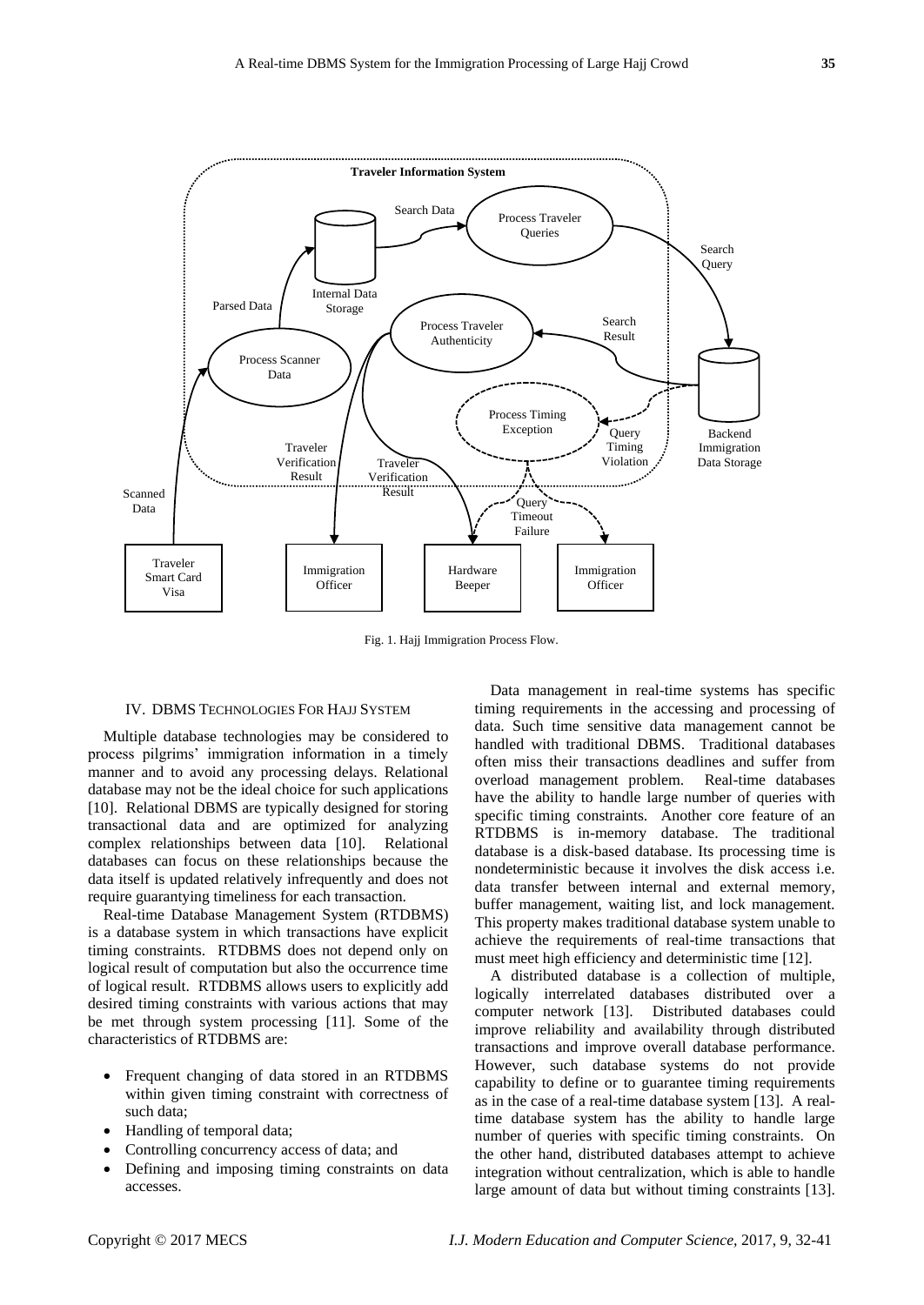Fig. 1. Hajj Immigration Process Flow.

## IV. DBMS Technologies For Hajj System

Multiple database technologies may be considered to process pilgrims' immigration information in a timely manner and to avoid any processing delays. Relational database may not be the ideal choice for such applications [10]. Relational DBMS are typically designed for storing transactional data and are optimized for analyzing complex relationships between data [10]. Relational databases can focus on these relationships because the data itself is updated relatively infrequently and does not require guarantying timeliness for each transaction.

Real-time Database Management System (RTDBMS) is a database system in which transactions have explicit timing constraints. RTDBMS does not depend only on logical result of computation but also the occurrence time of logical result. RTDBMS allows users to explicitly add desired timing constraints with various actions that may be met through system processing [11]. Some of the characteristics of RTDBMS are:

- Frequent changing of data stored in an RTDBMS within given timing constraint with correctness of such data;
- Handling of temporal data;
- Controlling concurrency access of data; and
- Defining and imposing timing constraints on data accesses.

Data management in real-time systems has specific timing requirements in the accessing and processing of data. Such time sensitive data management cannot be handled with traditional DBMS. Traditional databases often miss their transactions deadlines and suffer from overload management problem. Real-time databases have the ability to handle large number of queries with specific timing constraints. Another core feature of an RTDBMS is in-memory database. The traditional database is a disk-based database. Its processing time is nondeterministic because it involves the disk access i.e. data transfer between internal and external memory, buffer management, waiting list, and lock management. This property makes traditional database system unable to achieve the requirements of real-time transactions that must meet high efficiency and deterministic time [12].

A distributed database is a collection of multiple, logically interrelated databases distributed over a computer network [13]. Distributed databases could improve reliability and availability through distributed transactions and improve overall database performance. However, such database systems do not provide capability to define or to guarantee timing requirements as in the case of a real-time database system [13]. A real-time database system has the ability to handle large number of queries with specific timing constraints. On the other hand, distributed databases attempt to achieve integration without centralization, which is able to handle large amount of data but without timing constraints [13].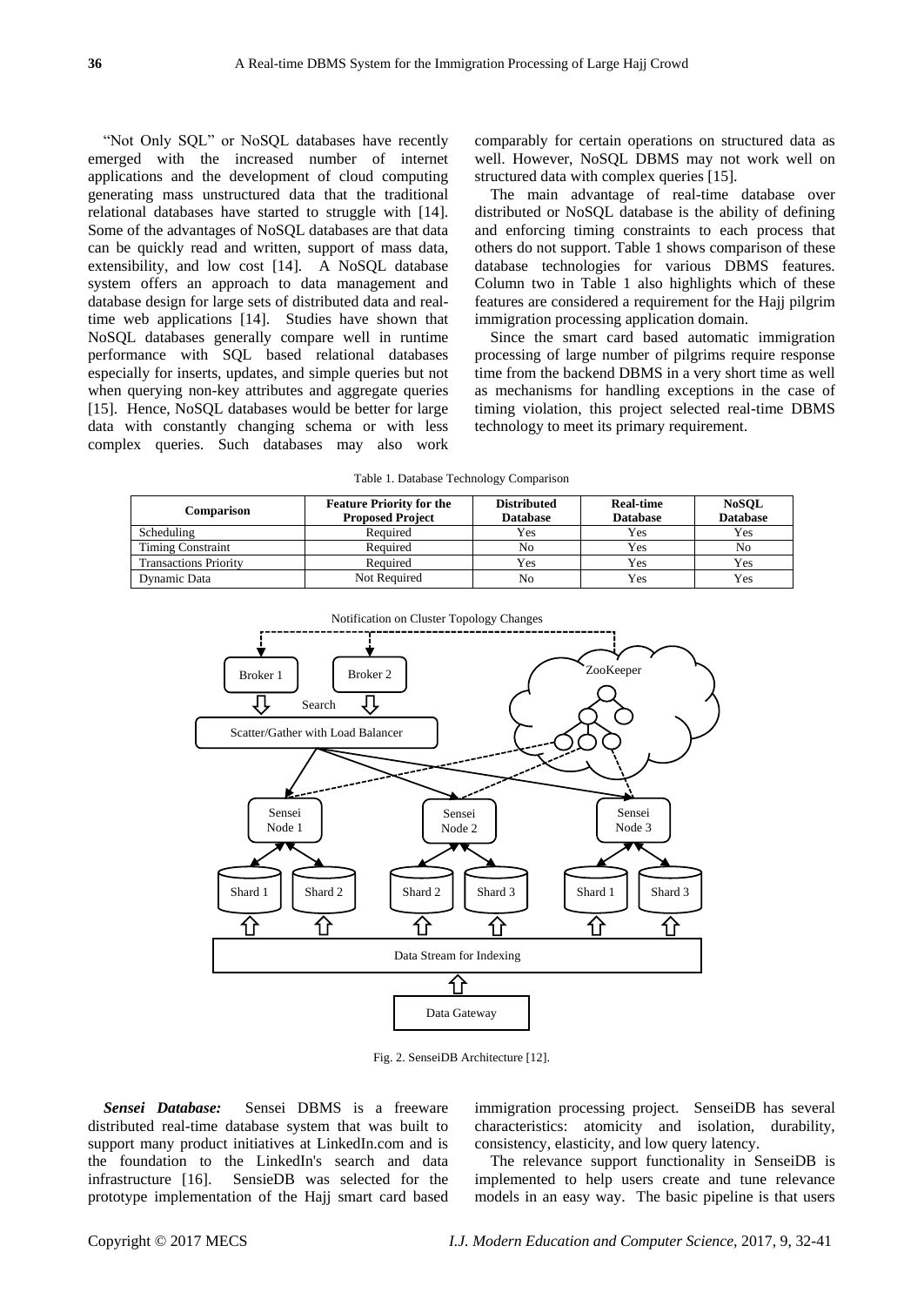"Not Only SQL" or NoSQL databases have recently emerged with the increased number of internet applications and the development of cloud computing generating mass unstructured data that the traditional relational databases have started to struggle with [14]. Some of the advantages of NoSQL databases are that data can be quickly read and written, support of mass data, extensibility, and low cost [14]. A NoSQL database system offers an approach to data management and database design for large sets of distributed data and real-time web applications [14]. Studies have shown that NoSQL databases generally compare well in runtime performance with SQL based relational databases especially for inserts, updates, and simple queries but not when querying non-key attributes and aggregate queries [15]. Hence, NoSQL databases would be better for large data with constantly changing schema or with less complex queries. Such databases may also work comparably for certain operations on structured data as well. However, NoSQL DBMS may not work well on structured data with complex queries [15].

The main advantage of real-time database over distributed or NoSQL database is the ability of defining and enforcing timing constraints to each process that others do not support. Table 1 shows comparison of these database technologies for various DBMS features. Column two in Table 1 also highlights which of these features are considered a requirement for the Hajj pilgrim immigration processing application domain.

Since the smart card based automatic immigration processing of large number of pilgrims require response time from the backend DBMS in a very short time as well as mechanisms for handling exceptions in the case of timing violation, this project selected real-time DBMS technology to meet its primary requirement.

Table 1. Database Technology Comparison

| Comparison | Feature Priority for the Proposed Project | Distributed Database | Real-time Database | NoSQL Database |
|---|---|---|---|---|
| Scheduling | Required | Yes | Yes | Yes |
| Timing Constraint | Required | No | Yes | No |
| Transactions Priority | Required | Yes | Yes | Yes |
| Dynamic Data | Not Required | No | Yes | Yes |

Fig. 2. SenseiDB Architecture [12].

***Sensei Database:*** Sensei DBMS is a freeware distributed real-time database system that was built to support many product initiatives at LinkedIn.com and is the foundation to the LinkedIn's search and data infrastructure [16]. SensieDB was selected for the prototype implementation of the Hajj smart card based immigration processing project. SenseiDB has several characteristics: atomicity and isolation, durability, consistency, elasticity, and low query latency.

The relevance support functionality in SenseiDB is implemented to help users create and tune relevance models in an easy way. The basic pipeline is that users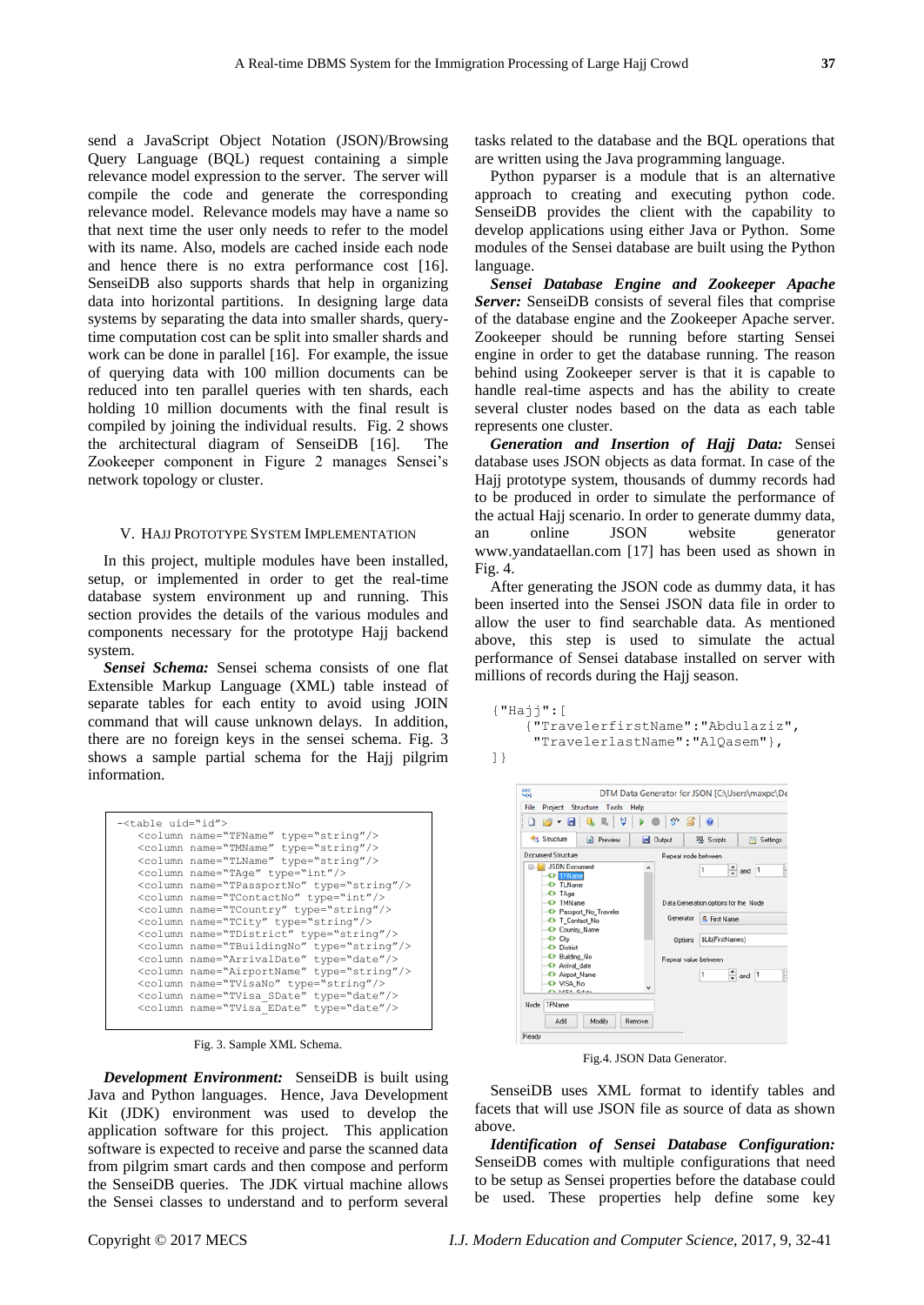send a JavaScript Object Notation (JSON)/Browsing Query Language (BQL) request containing a simple relevance model expression to the server. The server will compile the code and generate the corresponding relevance model. Relevance models may have a name so that next time the user only needs to refer to the model with its name. Also, models are cached inside each node and hence there is no extra performance cost [16]. SenseiDB also supports shards that help in organizing data into horizontal partitions. In designing large data systems by separating the data into smaller shards, query-time computation cost can be split into smaller shards and work can be done in parallel [16]. For example, the issue of querying data with 100 million documents can be reduced into ten parallel queries with ten shards, each holding 10 million documents with the final result is compiled by joining the individual results. Fig. 2 shows the architectural diagram of SenseiDB [16]. The Zookeeper component in Figure 2 manages Sensei's network topology or cluster.

## V. Hajj Prototype System Implementation

In this project, multiple modules have been installed, setup, or implemented in order to get the real-time database system environment up and running. This section provides the details of the various modules and components necessary for the prototype Hajj backend system.

***Sensei Schema:*** Sensei schema consists of one flat Extensible Markup Language (XML) table instead of separate tables for each entity to avoid using JOIN command that will cause unknown delays. In addition, there are no foreign keys in the sensei schema. Fig. 3 shows a sample partial schema for the Hajj pilgrim information.

```
-<table uid="id">
   <column name="TFName" type="string"/>
   <column name="TMName" type="string"/>
   <column name="TLName" type="string"/>
   <column name="TAge" type="int"/>
   <column name="TPassportNo" type="string"/>
   <column name="TContactNo" type="int"/>
   <column name="TCountry" type="string"/>
   <column name="TCity" type="string"/>
   <column name="TDistrict" type="string"/>
   <column name="TBuildingNo" type="string"/>
   <column name="ArrivalDate" type="date"/>
   <column name="AirportName" type="string"/>
   <column name="TVisaNo" type="string"/>
   <column name="TVisa_SDate" type="date"/>
   <column name="TVisa_EDate" type="date"/>
```

Fig. 3. Sample XML Schema.

***Development Environment:*** SenseiDB is built using Java and Python languages. Hence, Java Development Kit (JDK) environment was used to develop the application software for this project. This application software is expected to receive and parse the scanned data from pilgrim smart cards and then compose and perform the SenseiDB queries. The JDK virtual machine allows the Sensei classes to understand and to perform several tasks related to the database and the BQL operations that are written using the Java programming language.

Python pyparser is a module that is an alternative approach to creating and executing python code. SenseiDB provides the client with the capability to develop applications using either Java or Python. Some modules of the Sensei database are built using the Python language.

***Sensei Database Engine and Zookeeper Apache Server:*** SenseiDB consists of several files that comprise of the database engine and the Zookeeper Apache server. Zookeeper should be running before starting Sensei engine in order to get the database running. The reason behind using Zookeeper server is that it is capable to handle real-time aspects and has the ability to create several cluster nodes based on the data as each table represents one cluster.

***Generation and Insertion of Hajj Data:*** Sensei database uses JSON objects as data format. In case of the Hajj prototype system, thousands of dummy records had to be produced in order to simulate the performance of the actual Hajj scenario. In order to generate dummy data, an online JSON website generator www.yandataellan.com [17] has been used as shown in Fig. 4.

After generating the JSON code as dummy data, it has been inserted into the Sensei JSON data file in order to allow the user to find searchable data. As mentioned above, this step is used to simulate the actual performance of Sensei database installed on server with millions of records during the Hajj season.

```
{"Hajj":[
    {"TravelerfirstName":"Abdulaziz",
     "TravelerlastName":"AlQasem"},
]}
```

Fig.4. JSON Data Generator.

SenseiDB uses XML format to identify tables and facets that will use JSON file as source of data as shown above.

***Identification of Sensei Database Configuration:*** SenseiDB comes with multiple configurations that need to be setup as Sensei properties before the database could be used. These properties help define some key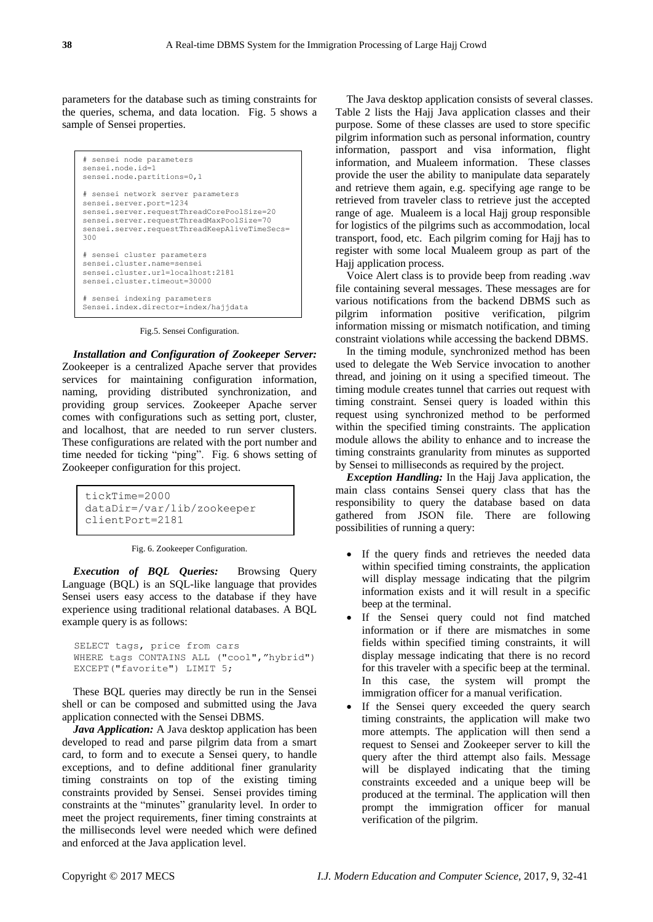parameters for the database such as timing constraints for the queries, schema, and data location. Fig. 5 shows a sample of Sensei properties.

```
# sensei node parameters
sensei.node.id=1
sensei.node.partitions=0,1

# sensei network server parameters
sensei.server.port=1234
sensei.server.requestThreadCorePoolSize=20
sensei.server.requestThreadMaxPoolSize=70
sensei.server.requestThreadKeepAliveTimeSecs=
300

# sensei cluster parameters
sensei.cluster.name=sensei
sensei.cluster.url=localhost:2181
sensei.cluster.timeout=30000

# sensei indexing parameters
Sensei.index.director=index/hajjdata
```

Fig.5. Sensei Configuration.

***Installation and Configuration of Zookeeper Server:*** Zookeeper is a centralized Apache server that provides services for maintaining configuration information, naming, providing distributed synchronization, and providing group services. Zookeeper Apache server comes with configurations such as setting port, cluster, and localhost, that are needed to run server clusters. These configurations are related with the port number and time needed for ticking "ping". Fig. 6 shows setting of Zookeeper configuration for this project.

```
tickTime=2000
dataDir=/var/lib/zookeeper
clientPort=2181
```

Fig. 6. Zookeeper Configuration.

***Execution of BQL Queries:*** Browsing Query Language (BQL) is an SQL-like language that provides Sensei users easy access to the database if they have experience using traditional relational databases. A BQL example query is as follows:

```
SELECT tags, price from cars
WHERE tags CONTAINS ALL ("cool","hybrid")
EXCEPT("favorite") LIMIT 5;
```

These BQL queries may directly be run in the Sensei shell or can be composed and submitted using the Java application connected with the Sensei DBMS.

***Java Application:*** A Java desktop application has been developed to read and parse pilgrim data from a smart card, to form and to execute a Sensei query, to handle exceptions, and to define additional finer granularity timing constraints on top of the existing timing constraints provided by Sensei. Sensei provides timing constraints at the "minutes" granularity level. In order to meet the project requirements, finer timing constraints at the milliseconds level were needed which were defined and enforced at the Java application level.

The Java desktop application consists of several classes. Table 2 lists the Hajj Java application classes and their purpose. Some of these classes are used to store specific pilgrim information such as personal information, country information, passport and visa information, flight information, and Mualeem information. These classes provide the user the ability to manipulate data separately and retrieve them again, e.g. specifying age range to be retrieved from traveler class to retrieve just the accepted range of age. Mualeem is a local Hajj group responsible for logistics of the pilgrims such as accommodation, local transport, food, etc. Each pilgrim coming for Hajj has to register with some local Mualeem group as part of the Hajj application process.

Voice Alert class is to provide beep from reading .wav file containing several messages. These messages are for various notifications from the backend DBMS such as pilgrim information positive verification, pilgrim information missing or mismatch notification, and timing constraint violations while accessing the backend DBMS.

In the timing module, synchronized method has been used to delegate the Web Service invocation to another thread, and joining on it using a specified timeout. The timing module creates tunnel that carries out request with timing constraint. Sensei query is loaded within this request using synchronized method to be performed within the specified timing constraints. The application module allows the ability to enhance and to increase the timing constraints granularity from minutes as supported by Sensei to milliseconds as required by the project.

***Exception Handling:*** In the Hajj Java application, the main class contains Sensei query class that has the responsibility to query the database based on data gathered from JSON file. There are following possibilities of running a query:

- If the query finds and retrieves the needed data within specified timing constraints, the application will display message indicating that the pilgrim information exists and it will result in a specific beep at the terminal.
- If the Sensei query could not find matched information or if there are mismatches in some fields within specified timing constraints, it will display message indicating that there is no record for this traveler with a specific beep at the terminal. In this case, the system will prompt the immigration officer for a manual verification.
- If the Sensei query exceeded the query search timing constraints, the application will make two more attempts. The application will then send a request to Sensei and Zookeeper server to kill the query after the third attempt also fails. Message will be displayed indicating that the timing constraints exceeded and a unique beep will be produced at the terminal. The application will then prompt the immigration officer for manual verification of the pilgrim.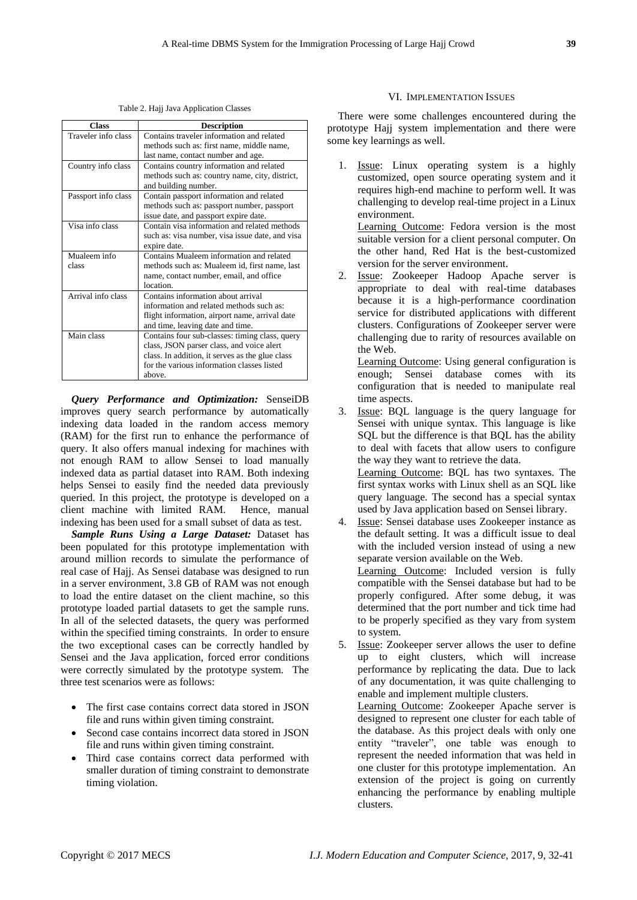Table 2. Hajj Java Application Classes

| Class | Description |
|---|---|
| Traveler info class | Contains traveler information and related methods such as: first name, middle name, last name, contact number and age. |
| Country info class | Contains country information and related methods such as: country name, city, district, and building number. |
| Passport info class | Contain passport information and related methods such as: passport number, passport issue date, and passport expire date. |
| Visa info class | Contain visa information and related methods such as: visa number, visa issue date, and visa expire date. |
| Mualeem info class | Contains Mualeem information and related methods such as: Mualeem id, first name, last name, contact number, email, and office location. |
| Arrival info class | Contains information about arrival information and related methods such as: flight information, airport name, arrival date and time, leaving date and time. |
| Main class | Contains four sub-classes: timing class, query class, JSON parser class, and voice alert class. In addition, it serves as the glue class for the various information classes listed above. |

***Query Performance and Optimization:*** SenseiDB improves query search performance by automatically indexing data loaded in the random access memory (RAM) for the first run to enhance the performance of query. It also offers manual indexing for machines with not enough RAM to allow Sensei to load manually indexed data as partial dataset into RAM. Both indexing helps Sensei to easily find the needed data previously queried. In this project, the prototype is developed on a client machine with limited RAM. Hence, manual indexing has been used for a small subset of data as test.

***Sample Runs Using a Large Dataset:*** Dataset has been populated for this prototype implementation with around million records to simulate the performance of real case of Hajj. As Sensei database was designed to run in a server environment, 3.8 GB of RAM was not enough to load the entire dataset on the client machine, so this prototype loaded partial datasets to get the sample runs. In all of the selected datasets, the query was performed within the specified timing constraints. In order to ensure the two exceptional cases can be correctly handled by Sensei and the Java application, forced error conditions were correctly simulated by the prototype system. The three test scenarios were as follows:

- The first case contains correct data stored in JSON file and runs within given timing constraint.
- Second case contains incorrect data stored in JSON file and runs within given timing constraint.
- Third case contains correct data performed with smaller duration of timing constraint to demonstrate timing violation.

## VI. Implementation Issues

There were some challenges encountered during the prototype Hajj system implementation and there were some key learnings as well.

1. Issue: Linux operating system is a highly customized, open source operating system and it requires high-end machine to perform well. It was challenging to develop real-time project in a Linux environment.
   Learning Outcome: Fedora version is the most suitable version for a client personal computer. On the other hand, Red Hat is the best-customized version for the server environment.
2. Issue: Zookeeper Hadoop Apache server is appropriate to deal with real-time databases because it is a high-performance coordination service for distributed applications with different clusters. Configurations of Zookeeper server were challenging due to rarity of resources available on the Web.
   Learning Outcome: Using general configuration is enough; Sensei database comes with its configuration that is needed to manipulate real time aspects.
3. Issue: BQL language is the query language for Sensei with unique syntax. This language is like SQL but the difference is that BQL has the ability to deal with facets that allow users to configure the way they want to retrieve the data.
   Learning Outcome: BQL has two syntaxes. The first syntax works with Linux shell as an SQL like query language. The second has a special syntax used by Java application based on Sensei library.
4. Issue: Sensei database uses Zookeeper instance as the default setting. It was a difficult issue to deal with the included version instead of using a new separate version available on the Web.
   Learning Outcome: Included version is fully compatible with the Sensei database but had to be properly configured. After some debug, it was determined that the port number and tick time had to be properly specified as they vary from system to system.
5. Issue: Zookeeper server allows the user to define up to eight clusters, which will increase performance by replicating the data. Due to lack of any documentation, it was quite challenging to enable and implement multiple clusters.
   Learning Outcome: Zookeeper Apache server is designed to represent one cluster for each table of the database. As this project deals with only one entity "traveler", one table was enough to represent the needed information that was held in one cluster for this prototype implementation. An extension of the project is going on currently enhancing the performance by enabling multiple clusters.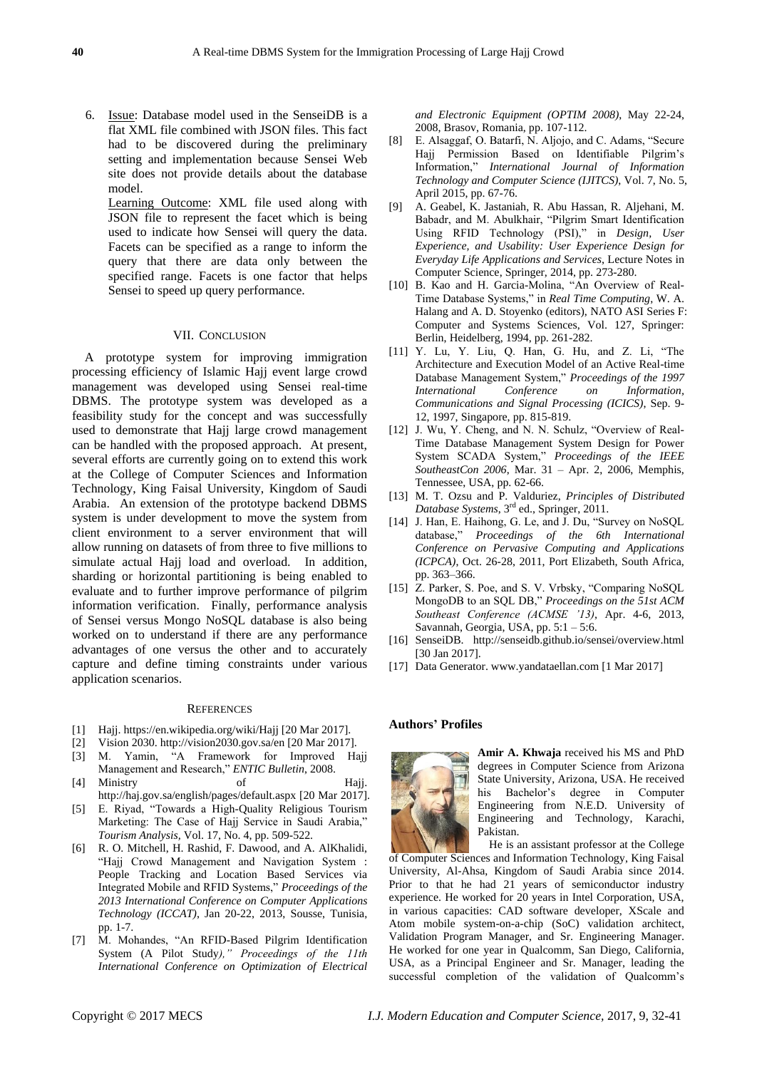6. Issue: Database model used in the SenseiDB is a flat XML file combined with JSON files. This fact had to be discovered during the preliminary setting and implementation because Sensei Web site does not provide details about the database model.

   Learning Outcome: XML file used along with JSON file to represent the facet which is being used to indicate how Sensei will query the data. Facets can be specified as a range to inform the query that there are data only between the specified range. Facets is one factor that helps Sensei to speed up query performance.

## VII. Conclusion

A prototype system for improving immigration processing efficiency of Islamic Hajj event large crowd management was developed using Sensei real-time DBMS. The prototype system was developed as a feasibility study for the concept and was successfully used to demonstrate that Hajj large crowd management can be handled with the proposed approach. At present, several efforts are currently going on to extend this work at the College of Computer Sciences and Information Technology, King Faisal University, Kingdom of Saudi Arabia. An extension of the prototype backend DBMS system is under development to move the system from client environment to a server environment that will allow running on datasets of from three to five millions to simulate actual Hajj load and overload. In addition, sharding or horizontal partitioning is being enabled to evaluate and to further improve performance of pilgrim information verification. Finally, performance analysis of Sensei versus Mongo NoSQL database is also being worked on to understand if there are any performance advantages of one versus the other and to accurately capture and define timing constraints under various application scenarios.

## References

[1] Hajj. https://en.wikipedia.org/wiki/Hajj [20 Mar 2017].

[2] Vision 2030. http://vision2030.gov.sa/en [20 Mar 2017].

[3] M. Yamin, "A Framework for Improved Hajj Management and Research," *ENTIC Bulletin*, 2008.

[4] Ministry of Hajj. http://haj.gov.sa/english/pages/default.aspx [20 Mar 2017].

[5] E. Riyad, "Towards a High-Quality Religious Tourism Marketing: The Case of Hajj Service in Saudi Arabia," *Tourism Analysis*, Vol. 17, No. 4, pp. 509-522.

[6] R. O. Mitchell, H. Rashid, F. Dawood, and A. AlKhalidi, "Hajj Crowd Management and Navigation System : People Tracking and Location Based Services via Integrated Mobile and RFID Systems," *Proceedings of the 2013 International Conference on Computer Applications Technology (ICCAT)*, Jan 20-22, 2013, Sousse, Tunisia, pp. 1-7.

[7] M. Mohandes, "An RFID-Based Pilgrim Identification System (A Pilot Study)," *Proceedings of the 11th International Conference on Optimization of Electrical and Electronic Equipment (OPTIM 2008)*, May 22-24, 2008, Brasov, Romania, pp. 107-112.

[8] E. Alsaggaf, O. Batarfi, N. Aljojo, and C. Adams, "Secure Hajj Permission Based on Identifiable Pilgrim's Information," *International Journal of Information Technology and Computer Science (IJITCS)*, Vol. 7, No. 5, April 2015, pp. 67-76.

[9] A. Geabel, K. Jastaniah, R. Abu Hassan, R. Aljehani, M. Babadr, and M. Abulkhair, "Pilgrim Smart Identification Using RFID Technology (PSI)," in *Design, User Experience, and Usability: User Experience Design for Everyday Life Applications and Services*, Lecture Notes in Computer Science, Springer, 2014, pp. 273-280.

[10] B. Kao and H. Garcia-Molina, "An Overview of Real-Time Database Systems," in *Real Time Computing*, W. A. Halang and A. D. Stoyenko (editors), NATO ASI Series F: Computer and Systems Sciences, Vol. 127, Springer: Berlin, Heidelberg, 1994, pp. 261-282.

[11] Y. Lu, Y. Liu, Q. Han, G. Hu, and Z. Li, "The Architecture and Execution Model of an Active Real-time Database Management System," *Proceedings of the 1997 International Conference on Information, Communications and Signal Processing (ICICS)*, Sep. 9-12, 1997, Singapore, pp. 815-819.

[12] J. Wu, Y. Cheng, and N. N. Schulz, "Overview of Real-Time Database Management System Design for Power System SCADA System," *Proceedings of the IEEE SoutheastCon 2006*, Mar. 31 – Apr. 2, 2006, Memphis, Tennessee, USA, pp. 62-66.

[13] M. T. Ozsu and P. Valduriez, *Principles of Distributed Database Systems*, 3rd ed., Springer, 2011.

[14] J. Han, E. Haihong, G. Le, and J. Du, "Survey on NoSQL database," *Proceedings of the 6th International Conference on Pervasive Computing and Applications (ICPCA)*, Oct. 26-28, 2011, Port Elizabeth, South Africa, pp. 363–366.

[15] Z. Parker, S. Poe, and S. V. Vrbsky, "Comparing NoSQL MongoDB to an SQL DB," *Proceedings on the 51st ACM Southeast Conference (ACMSE '13)*, Apr. 4-6, 2013, Savannah, Georgia, USA, pp. 5:1 – 5:6.

[16] SenseiDB. http://senseidb.github.io/sensei/overview.html [30 Jan 2017].

[17] Data Generator. www.yandataellan.com [1 Mar 2017]

## Authors' Profiles

**Amir A. Khwaja** received his MS and PhD degrees in Computer Science from Arizona State University, Arizona, USA. He received his Bachelor's degree in Computer Engineering from N.E.D. University of Engineering and Technology, Karachi, Pakistan.

He is an assistant professor at the College of Computer Sciences and Information Technology, King Faisal University, Al-Ahsa, Kingdom of Saudi Arabia since 2014. Prior to that he had 21 years of semiconductor industry experience. He worked for 20 years in Intel Corporation, USA, in various capacities: CAD software developer, XScale and Atom mobile system-on-a-chip (SoC) validation architect, Validation Program Manager, and Sr. Engineering Manager. He worked for one year in Qualcomm, San Diego, California, USA, as a Principal Engineer and Sr. Manager, leading the successful completion of the validation of Qualcomm's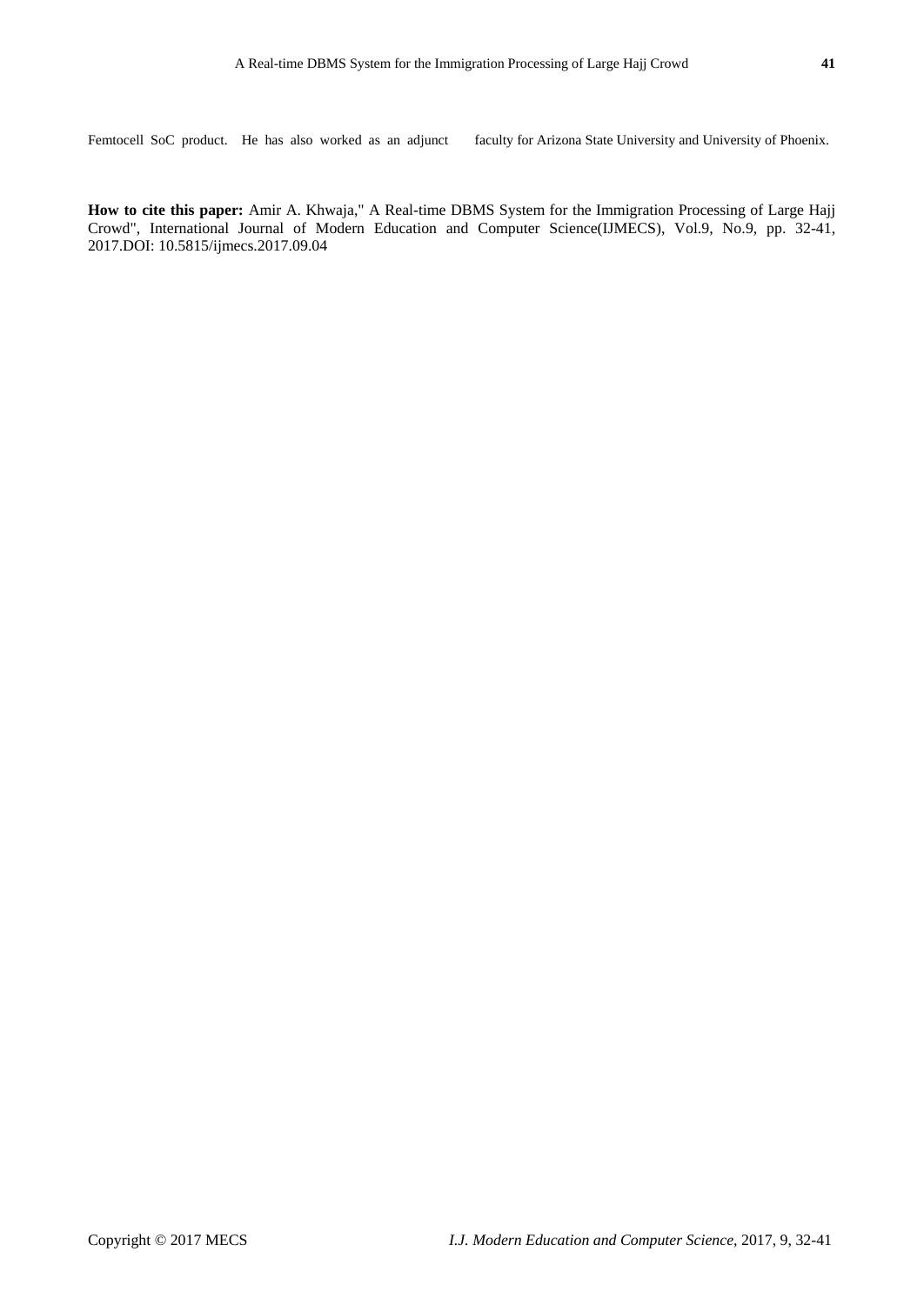Femtocell SoC product. He has also worked as an adjunct faculty for Arizona State University and University of Phoenix.

**How to cite this paper:** Amir A. Khwaja," A Real-time DBMS System for the Immigration Processing of Large Hajj Crowd", International Journal of Modern Education and Computer Science(IJMECS), Vol.9, No.9, pp. 32-41, 2017.DOI: 10.5815/ijmecs.2017.09.04